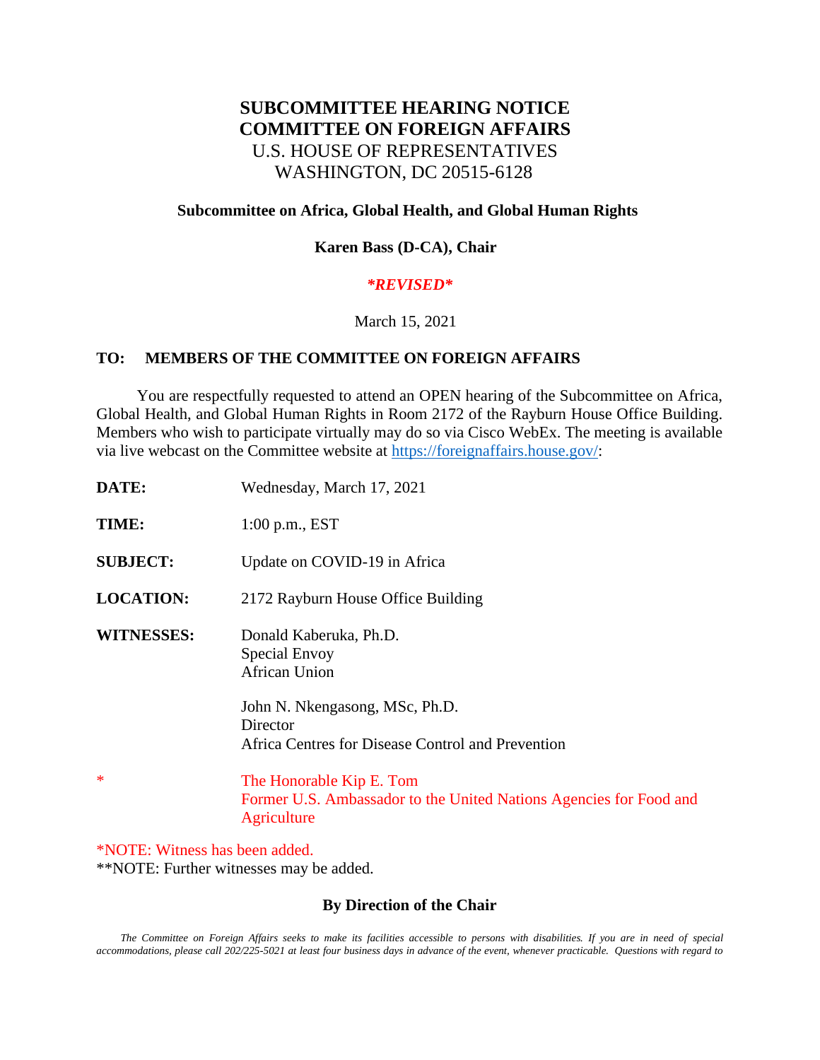# SUBCOMMITTEE HEARING NOTICE
# COMMITTEE ON FOREIGN AFFAIRS

U.S. HOUSE OF REPRESENTATIVES
WASHINGTON, DC 20515-6128

**Subcommittee on Africa, Global Health, and Global Human Rights**

**Karen Bass (D-CA), Chair**

***\*REVISED\****

March 15, 2021

**TO: MEMBERS OF THE COMMITTEE ON FOREIGN AFFAIRS**

You are respectfully requested to attend an OPEN hearing of the Subcommittee on Africa, Global Health, and Global Human Rights in Room 2172 of the Rayburn House Office Building. Members who wish to participate virtually may do so via Cisco WebEx. The meeting is available via live webcast on the Committee website at https://foreignaffairs.house.gov/:

**DATE:** Wednesday, March 17, 2021

**TIME:** 1:00 p.m., EST

**SUBJECT:** Update on COVID-19 in Africa

**LOCATION:** 2172 Rayburn House Office Building

**WITNESSES:** Donald Kaberuka, Ph.D.
Special Envoy
African Union

John N. Nkengasong, MSc, Ph.D.
Director
Africa Centres for Disease Control and Prevention

\* The Honorable Kip E. Tom
Former U.S. Ambassador to the United Nations Agencies for Food and Agriculture

\*NOTE: Witness has been added.
\*\*NOTE: Further witnesses may be added.

**By Direction of the Chair**

*The Committee on Foreign Affairs seeks to make its facilities accessible to persons with disabilities. If you are in need of special accommodations, please call 202/225-5021 at least four business days in advance of the event, whenever practicable. Questions with regard to*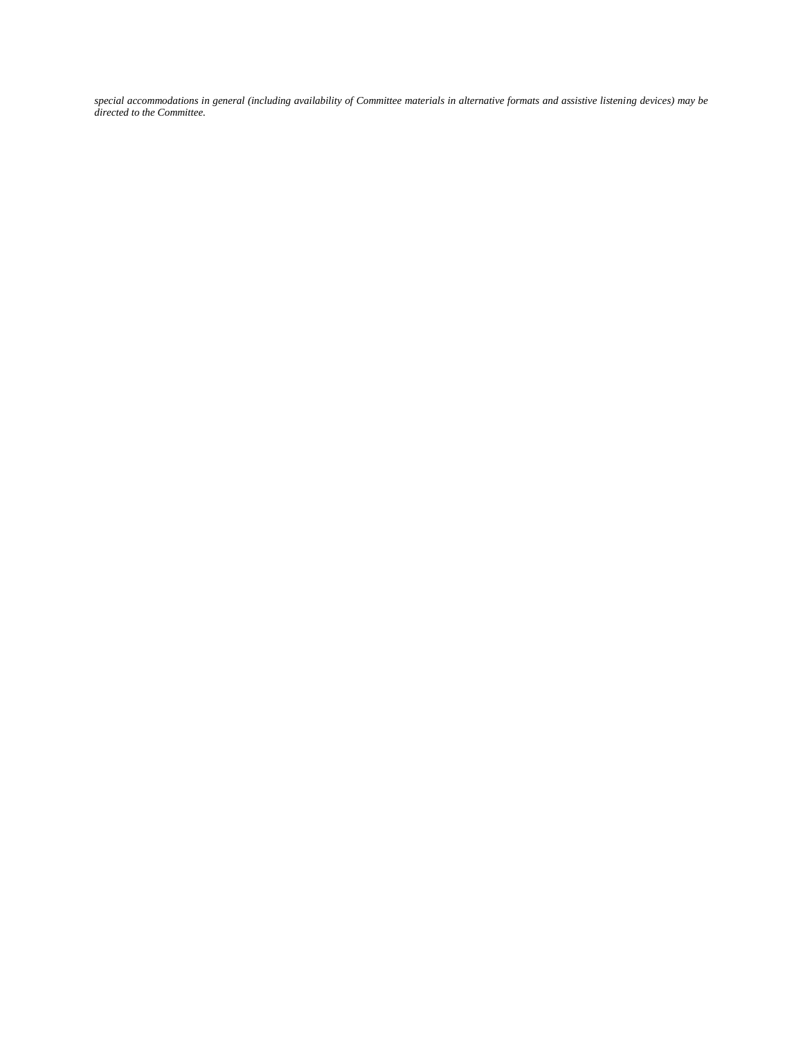*special accommodations in general (including availability of Committee materials in alternative formats and assistive listening devices) may be directed to the Committee.*